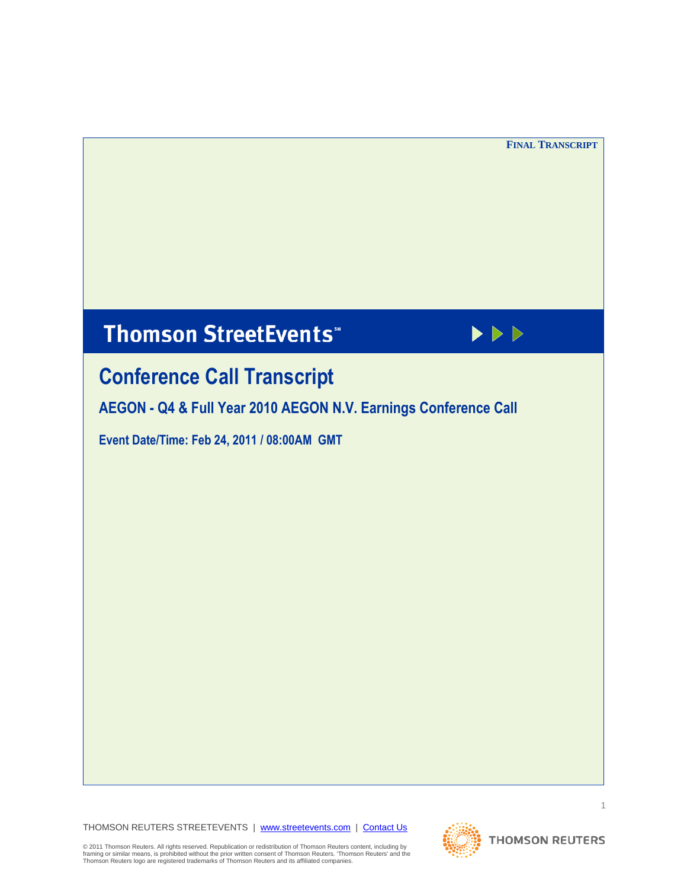**FINAL TRANSCRIPT**

# Thomson StreetEvents℠

## Conference Call Transcript

### AEGON - Q4 & Full Year 2010 AEGON N.V. Earnings Conference Call

**Event Date/Time: Feb 24, 2011 / 08:00AM GMT**

THOMSON REUTERS STREETEVENTS | www.streetevents.com | Contact Us

© 2011 Thomson Reuters. All rights reserved. Republication or redistribution of Thomson Reuters content, including by framing or similar means, is prohibited without the prior written consent of Thomson Reuters. 'Thomson Reuters' and the Thomson Reuters logo are registered trademarks of Thomson Reuters and its affiliated companies.

THOMSON REUTERS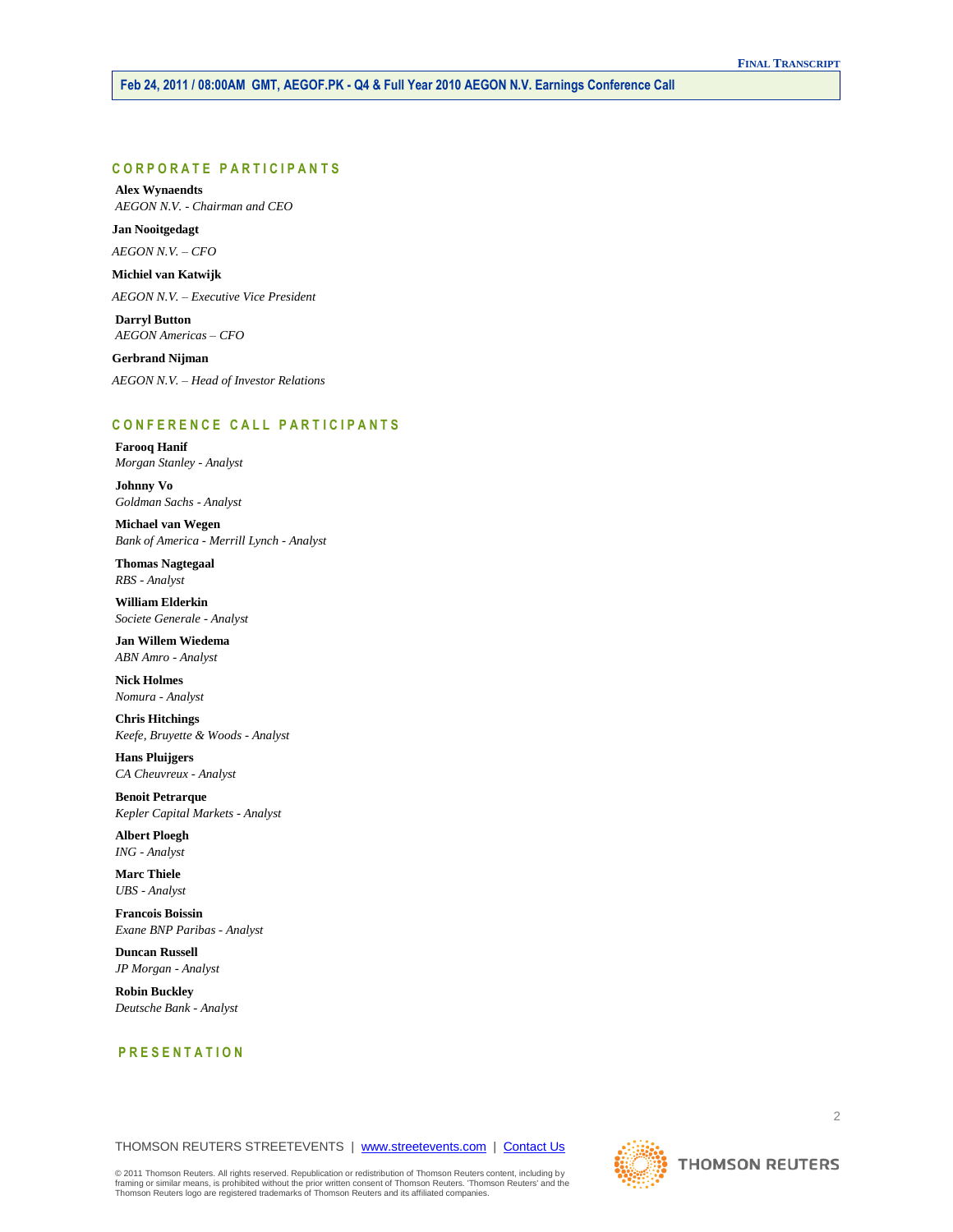## CORPORATE PARTICIPANTS

**Alex Wynaendts**
*AEGON N.V. - Chairman and CEO*

**Jan Nooitgedagt**
*AEGON N.V. – CFO*

**Michiel van Katwijk**
*AEGON N.V. – Executive Vice President*

**Darryl Button**
*AEGON Americas – CFO*

**Gerbrand Nijman**
*AEGON N.V. – Head of Investor Relations*

## CONFERENCE CALL PARTICIPANTS

**Farooq Hanif**
*Morgan Stanley - Analyst*

**Johnny Vo**
*Goldman Sachs - Analyst*

**Michael van Wegen**
*Bank of America - Merrill Lynch - Analyst*

**Thomas Nagtegaal**
*RBS - Analyst*

**William Elderkin**
*Societe Generale - Analyst*

**Jan Willem Wiedema**
*ABN Amro - Analyst*

**Nick Holmes**
*Nomura - Analyst*

**Chris Hitchings**
*Keefe, Bruyette & Woods - Analyst*

**Hans Pluijgers**
*CA Cheuvreux - Analyst*

**Benoit Petrarque**
*Kepler Capital Markets - Analyst*

**Albert Ploegh**
*ING - Analyst*

**Marc Thiele**
*UBS - Analyst*

**Francois Boissin**
*Exane BNP Paribas - Analyst*

**Duncan Russell**
*JP Morgan - Analyst*

**Robin Buckley**
*Deutsche Bank - Analyst*

## PRESENTATION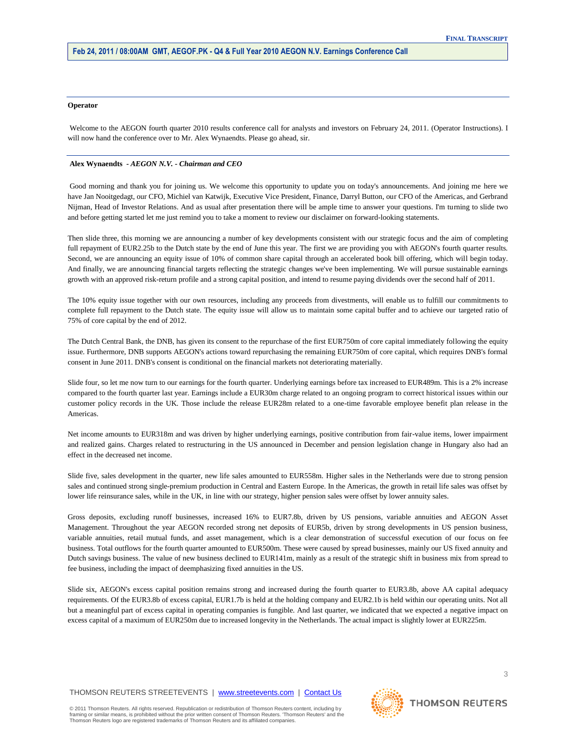**Operator**

Welcome to the AEGON fourth quarter 2010 results conference call for analysts and investors on February 24, 2011. (Operator Instructions). I will now hand the conference over to Mr. Alex Wynaendts. Please go ahead, sir.

---

**Alex Wynaendts** *- AEGON N.V. - Chairman and CEO*

Good morning and thank you for joining us. We welcome this opportunity to update you on today's announcements. And joining me here we have Jan Nooitgedagt, our CFO, Michiel van Katwijk, Executive Vice President, Finance, Darryl Button, our CFO of the Americas, and Gerbrand Nijman, Head of Investor Relations. And as usual after presentation there will be ample time to answer your questions. I'm turning to slide two and before getting started let me just remind you to take a moment to review our disclaimer on forward-looking statements.

Then slide three, this morning we are announcing a number of key developments consistent with our strategic focus and the aim of completing full repayment of EUR2.25b to the Dutch state by the end of June this year. The first we are providing you with AEGON's fourth quarter results. Second, we are announcing an equity issue of 10% of common share capital through an accelerated book bill offering, which will begin today. And finally, we are announcing financial targets reflecting the strategic changes we've been implementing. We will pursue sustainable earnings growth with an approved risk-return profile and a strong capital position, and intend to resume paying dividends over the second half of 2011.

The 10% equity issue together with our own resources, including any proceeds from divestments, will enable us to fulfill our commitments to complete full repayment to the Dutch state. The equity issue will allow us to maintain some capital buffer and to achieve our targeted ratio of 75% of core capital by the end of 2012.

The Dutch Central Bank, the DNB, has given its consent to the repurchase of the first EUR750m of core capital immediately following the equity issue. Furthermore, DNB supports AEGON's actions toward repurchasing the remaining EUR750m of core capital, which requires DNB's formal consent in June 2011. DNB's consent is conditional on the financial markets not deteriorating materially.

Slide four, so let me now turn to our earnings for the fourth quarter. Underlying earnings before tax increased to EUR489m. This is a 2% increase compared to the fourth quarter last year. Earnings include a EUR30m charge related to an ongoing program to correct historical issues within our customer policy records in the UK. Those include the release EUR28m related to a one-time favorable employee benefit plan release in the Americas.

Net income amounts to EUR318m and was driven by higher underlying earnings, positive contribution from fair-value items, lower impairment and realized gains. Charges related to restructuring in the US announced in December and pension legislation change in Hungary also had an effect in the decreased net income.

Slide five, sales development in the quarter, new life sales amounted to EUR558m. Higher sales in the Netherlands were due to strong pension sales and continued strong single-premium production in Central and Eastern Europe. In the Americas, the growth in retail life sales was offset by lower life reinsurance sales, while in the UK, in line with our strategy, higher pension sales were offset by lower annuity sales.

Gross deposits, excluding runoff businesses, increased 16% to EUR7.8b, driven by US pensions, variable annuities and AEGON Asset Management. Throughout the year AEGON recorded strong net deposits of EUR5b, driven by strong developments in US pension business, variable annuities, retail mutual funds, and asset management, which is a clear demonstration of successful execution of our focus on fee business. Total outflows for the fourth quarter amounted to EUR500m. These were caused by spread businesses, mainly our US fixed annuity and Dutch savings business. The value of new business declined to EUR141m, mainly as a result of the strategic shift in business mix from spread to fee business, including the impact of deemphasizing fixed annuities in the US.

Slide six, AEGON's excess capital position remains strong and increased during the fourth quarter to EUR3.8b, above AA capital adequacy requirements. Of the EUR3.8b of excess capital, EUR1.7b is held at the holding company and EUR2.1b is held within our operating units. Not all but a meaningful part of excess capital in operating companies is fungible. And last quarter, we indicated that we expected a negative impact on excess capital of a maximum of EUR250m due to increased longevity in the Netherlands. The actual impact is slightly lower at EUR225m.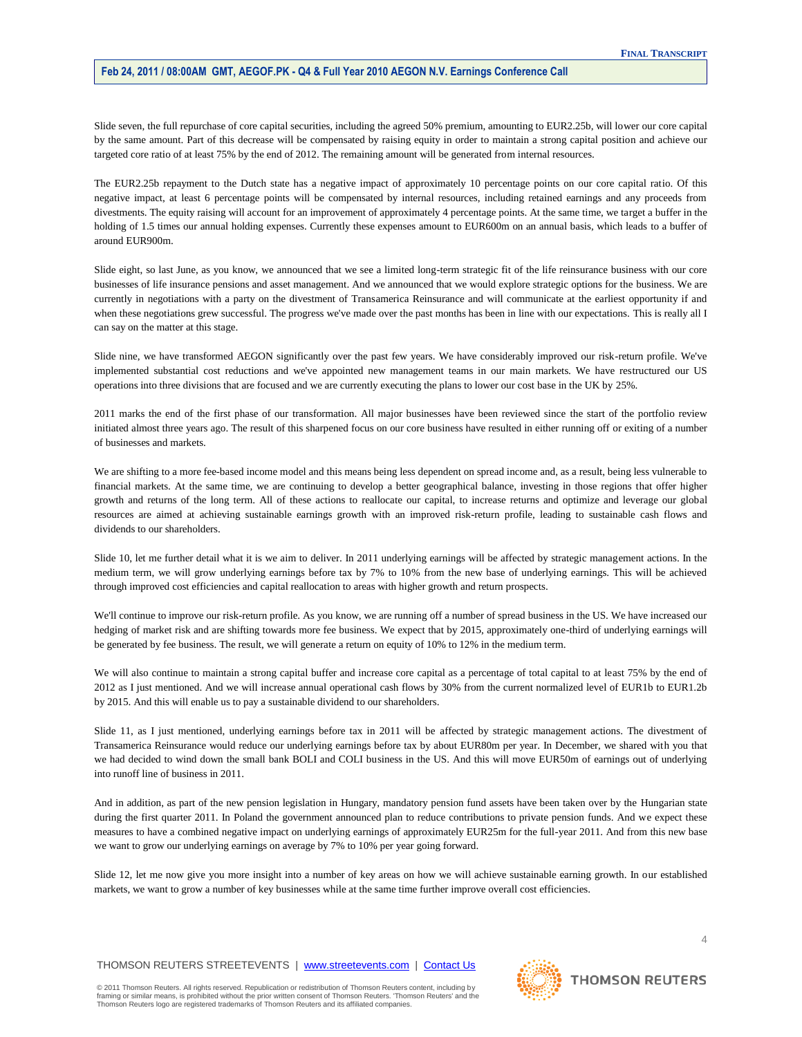Slide seven, the full repurchase of core capital securities, including the agreed 50% premium, amounting to EUR2.25b, will lower our core capital by the same amount. Part of this decrease will be compensated by raising equity in order to maintain a strong capital position and achieve our targeted core ratio of at least 75% by the end of 2012. The remaining amount will be generated from internal resources.

The EUR2.25b repayment to the Dutch state has a negative impact of approximately 10 percentage points on our core capital ratio. Of this negative impact, at least 6 percentage points will be compensated by internal resources, including retained earnings and any proceeds from divestments. The equity raising will account for an improvement of approximately 4 percentage points. At the same time, we target a buffer in the holding of 1.5 times our annual holding expenses. Currently these expenses amount to EUR600m on an annual basis, which leads to a buffer of around EUR900m.

Slide eight, so last June, as you know, we announced that we see a limited long-term strategic fit of the life reinsurance business with our core businesses of life insurance pensions and asset management. And we announced that we would explore strategic options for the business. We are currently in negotiations with a party on the divestment of Transamerica Reinsurance and will communicate at the earliest opportunity if and when these negotiations grew successful. The progress we've made over the past months has been in line with our expectations. This is really all I can say on the matter at this stage.

Slide nine, we have transformed AEGON significantly over the past few years. We have considerably improved our risk-return profile. We've implemented substantial cost reductions and we've appointed new management teams in our main markets. We have restructured our US operations into three divisions that are focused and we are currently executing the plans to lower our cost base in the UK by 25%.

2011 marks the end of the first phase of our transformation. All major businesses have been reviewed since the start of the portfolio review initiated almost three years ago. The result of this sharpened focus on our core business have resulted in either running off or exiting of a number of businesses and markets.

We are shifting to a more fee-based income model and this means being less dependent on spread income and, as a result, being less vulnerable to financial markets. At the same time, we are continuing to develop a better geographical balance, investing in those regions that offer higher growth and returns of the long term. All of these actions to reallocate our capital, to increase returns and optimize and leverage our global resources are aimed at achieving sustainable earnings growth with an improved risk-return profile, leading to sustainable cash flows and dividends to our shareholders.

Slide 10, let me further detail what it is we aim to deliver. In 2011 underlying earnings will be affected by strategic management actions. In the medium term, we will grow underlying earnings before tax by 7% to 10% from the new base of underlying earnings. This will be achieved through improved cost efficiencies and capital reallocation to areas with higher growth and return prospects.

We'll continue to improve our risk-return profile. As you know, we are running off a number of spread business in the US. We have increased our hedging of market risk and are shifting towards more fee business. We expect that by 2015, approximately one-third of underlying earnings will be generated by fee business. The result, we will generate a return on equity of 10% to 12% in the medium term.

We will also continue to maintain a strong capital buffer and increase core capital as a percentage of total capital to at least 75% by the end of 2012 as I just mentioned. And we will increase annual operational cash flows by 30% from the current normalized level of EUR1b to EUR1.2b by 2015. And this will enable us to pay a sustainable dividend to our shareholders.

Slide 11, as I just mentioned, underlying earnings before tax in 2011 will be affected by strategic management actions. The divestment of Transamerica Reinsurance would reduce our underlying earnings before tax by about EUR80m per year. In December, we shared with you that we had decided to wind down the small bank BOLI and COLI business in the US. And this will move EUR50m of earnings out of underlying into runoff line of business in 2011.

And in addition, as part of the new pension legislation in Hungary, mandatory pension fund assets have been taken over by the Hungarian state during the first quarter 2011. In Poland the government announced plan to reduce contributions to private pension funds. And we expect these measures to have a combined negative impact on underlying earnings of approximately EUR25m for the full-year 2011. And from this new base we want to grow our underlying earnings on average by 7% to 10% per year going forward.

Slide 12, let me now give you more insight into a number of key areas on how we will achieve sustainable earning growth. In our established markets, we want to grow a number of key businesses while at the same time further improve overall cost efficiencies.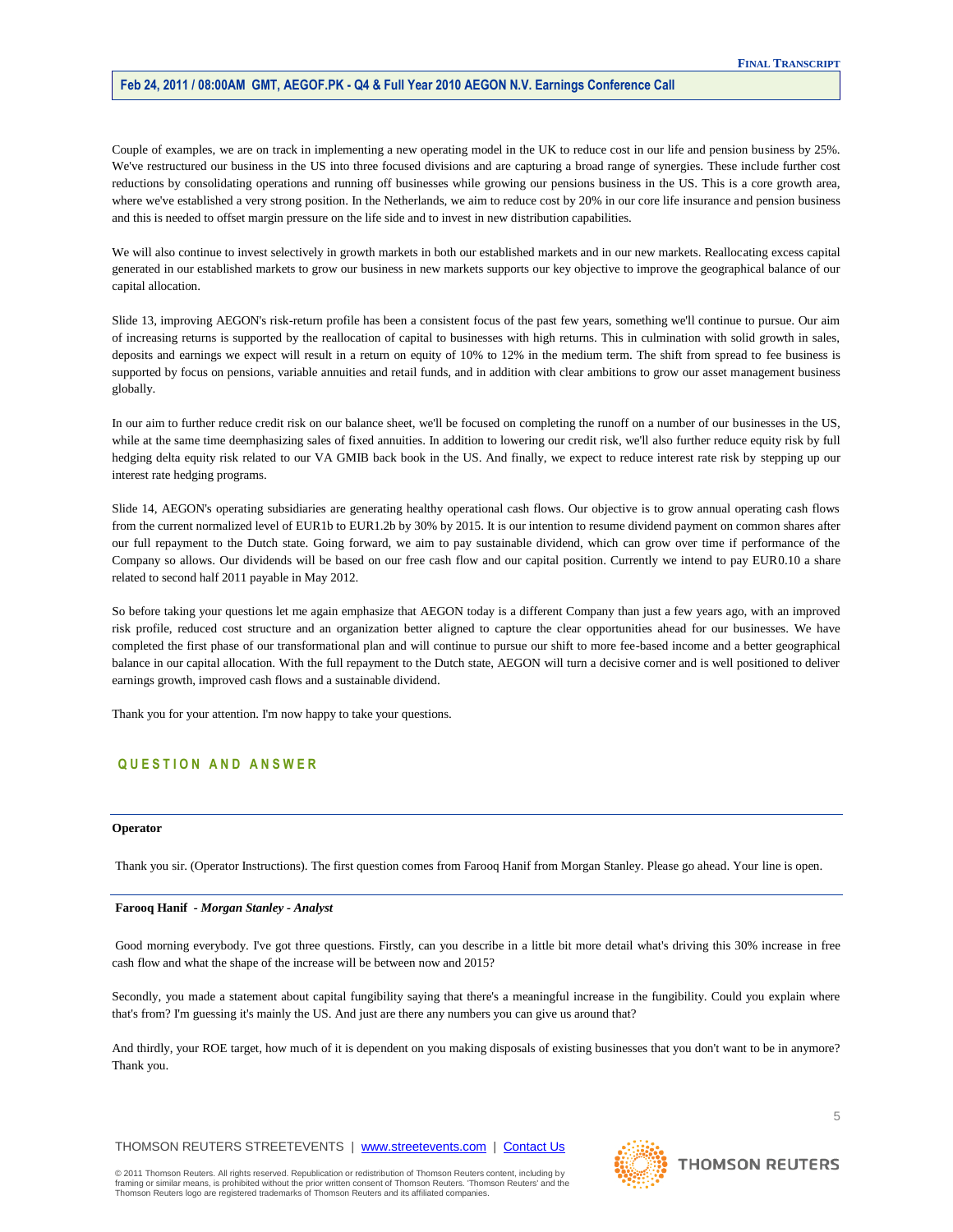Couple of examples, we are on track in implementing a new operating model in the UK to reduce cost in our life and pension business by 25%. We've restructured our business in the US into three focused divisions and are capturing a broad range of synergies. These include further cost reductions by consolidating operations and running off businesses while growing our pensions business in the US. This is a core growth area, where we've established a very strong position. In the Netherlands, we aim to reduce cost by 20% in our core life insurance and pension business and this is needed to offset margin pressure on the life side and to invest in new distribution capabilities.

We will also continue to invest selectively in growth markets in both our established markets and in our new markets. Reallocating excess capital generated in our established markets to grow our business in new markets supports our key objective to improve the geographical balance of our capital allocation.

Slide 13, improving AEGON's risk-return profile has been a consistent focus of the past few years, something we'll continue to pursue. Our aim of increasing returns is supported by the reallocation of capital to businesses with high returns. This in culmination with solid growth in sales, deposits and earnings we expect will result in a return on equity of 10% to 12% in the medium term. The shift from spread to fee business is supported by focus on pensions, variable annuities and retail funds, and in addition with clear ambitions to grow our asset management business globally.

In our aim to further reduce credit risk on our balance sheet, we'll be focused on completing the runoff on a number of our businesses in the US, while at the same time deemphasizing sales of fixed annuities. In addition to lowering our credit risk, we'll also further reduce equity risk by full hedging delta equity risk related to our VA GMIB back book in the US. And finally, we expect to reduce interest rate risk by stepping up our interest rate hedging programs.

Slide 14, AEGON's operating subsidiaries are generating healthy operational cash flows. Our objective is to grow annual operating cash flows from the current normalized level of EUR1b to EUR1.2b by 30% by 2015. It is our intention to resume dividend payment on common shares after our full repayment to the Dutch state. Going forward, we aim to pay sustainable dividend, which can grow over time if performance of the Company so allows. Our dividends will be based on our free cash flow and our capital position. Currently we intend to pay EUR0.10 a share related to second half 2011 payable in May 2012.

So before taking your questions let me again emphasize that AEGON today is a different Company than just a few years ago, with an improved risk profile, reduced cost structure and an organization better aligned to capture the clear opportunities ahead for our businesses. We have completed the first phase of our transformational plan and will continue to pursue our shift to more fee-based income and a better geographical balance in our capital allocation. With the full repayment to the Dutch state, AEGON will turn a decisive corner and is well positioned to deliver earnings growth, improved cash flows and a sustainable dividend.

Thank you for your attention. I'm now happy to take your questions.

## QUESTION AND ANSWER

---

**Operator**

Thank you sir. (Operator Instructions). The first question comes from Farooq Hanif from Morgan Stanley. Please go ahead. Your line is open.

---

**Farooq Hanif** *- Morgan Stanley - Analyst*

Good morning everybody. I've got three questions. Firstly, can you describe in a little bit more detail what's driving this 30% increase in free cash flow and what the shape of the increase will be between now and 2015?

Secondly, you made a statement about capital fungibility saying that there's a meaningful increase in the fungibility. Could you explain where that's from? I'm guessing it's mainly the US. And just are there any numbers you can give us around that?

And thirdly, your ROE target, how much of it is dependent on you making disposals of existing businesses that you don't want to be in anymore? Thank you.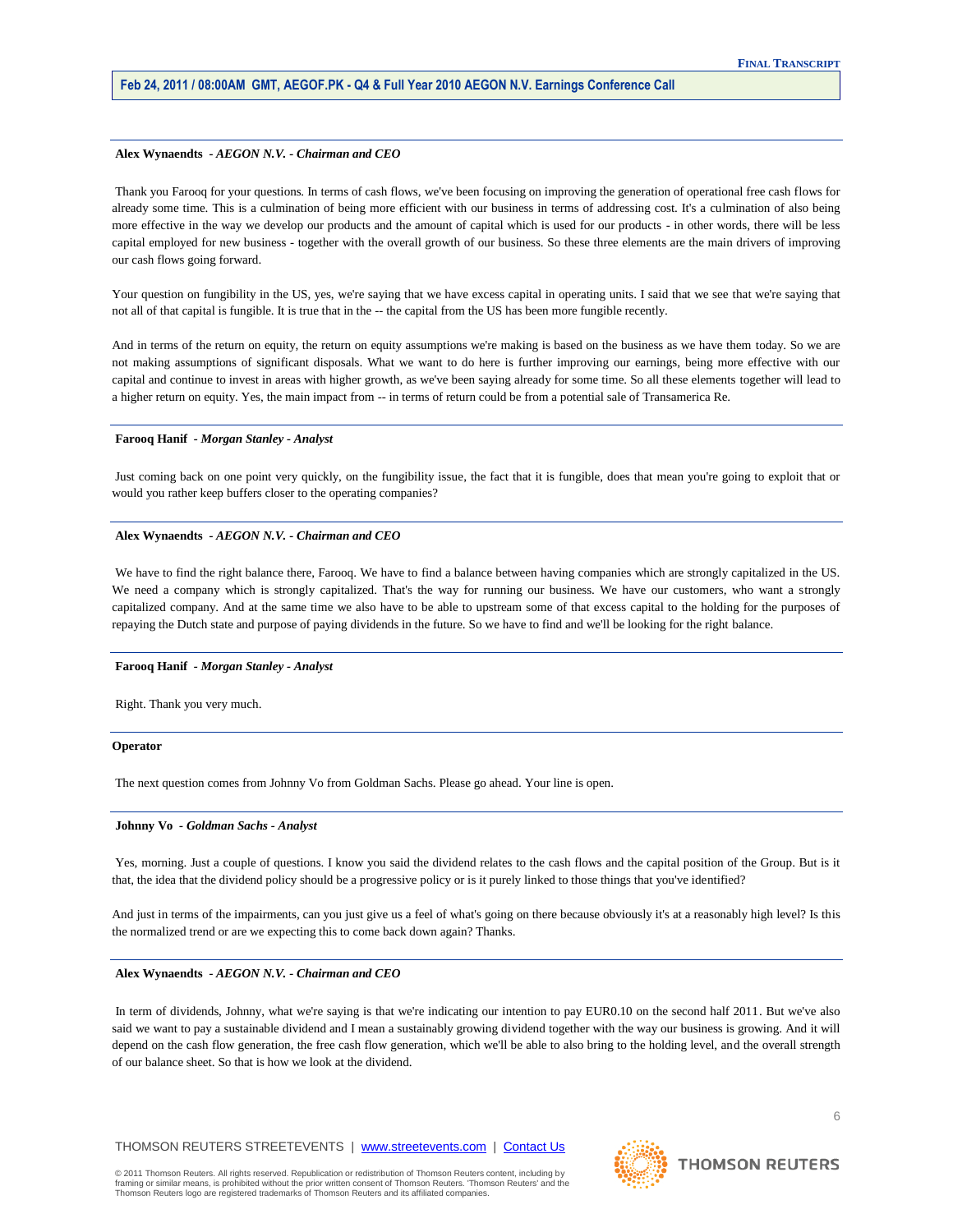**Alex Wynaendts** - *AEGON N.V. - Chairman and CEO*

Thank you Farooq for your questions. In terms of cash flows, we've been focusing on improving the generation of operational free cash flows for already some time. This is a culmination of being more efficient with our business in terms of addressing cost. It's a culmination of also being more effective in the way we develop our products and the amount of capital which is used for our products - in other words, there will be less capital employed for new business - together with the overall growth of our business. So these three elements are the main drivers of improving our cash flows going forward.

Your question on fungibility in the US, yes, we're saying that we have excess capital in operating units. I said that we see that we're saying that not all of that capital is fungible. It is true that in the -- the capital from the US has been more fungible recently.

And in terms of the return on equity, the return on equity assumptions we're making is based on the business as we have them today. So we are not making assumptions of significant disposals. What we want to do here is further improving our earnings, being more effective with our capital and continue to invest in areas with higher growth, as we've been saying already for some time. So all these elements together will lead to a higher return on equity. Yes, the main impact from -- in terms of return could be from a potential sale of Transamerica Re.

**Farooq Hanif** - *Morgan Stanley - Analyst*

Just coming back on one point very quickly, on the fungibility issue, the fact that it is fungible, does that mean you're going to exploit that or would you rather keep buffers closer to the operating companies?

**Alex Wynaendts** - *AEGON N.V. - Chairman and CEO*

We have to find the right balance there, Farooq. We have to find a balance between having companies which are strongly capitalized in the US. We need a company which is strongly capitalized. That's the way for running our business. We have our customers, who want a strongly capitalized company. And at the same time we also have to be able to upstream some of that excess capital to the holding for the purposes of repaying the Dutch state and purpose of paying dividends in the future. So we have to find and we'll be looking for the right balance.

**Farooq Hanif** - *Morgan Stanley - Analyst*

Right. Thank you very much.

**Operator**

The next question comes from Johnny Vo from Goldman Sachs. Please go ahead. Your line is open.

**Johnny Vo** - *Goldman Sachs - Analyst*

Yes, morning. Just a couple of questions. I know you said the dividend relates to the cash flows and the capital position of the Group. But is it that, the idea that the dividend policy should be a progressive policy or is it purely linked to those things that you've identified?

And just in terms of the impairments, can you just give us a feel of what's going on there because obviously it's at a reasonably high level? Is this the normalized trend or are we expecting this to come back down again? Thanks.

**Alex Wynaendts** - *AEGON N.V. - Chairman and CEO*

In term of dividends, Johnny, what we're saying is that we're indicating our intention to pay EUR0.10 on the second half 2011. But we've also said we want to pay a sustainable dividend and I mean a sustainably growing dividend together with the way our business is growing. And it will depend on the cash flow generation, the free cash flow generation, which we'll be able to also bring to the holding level, and the overall strength of our balance sheet. So that is how we look at the dividend.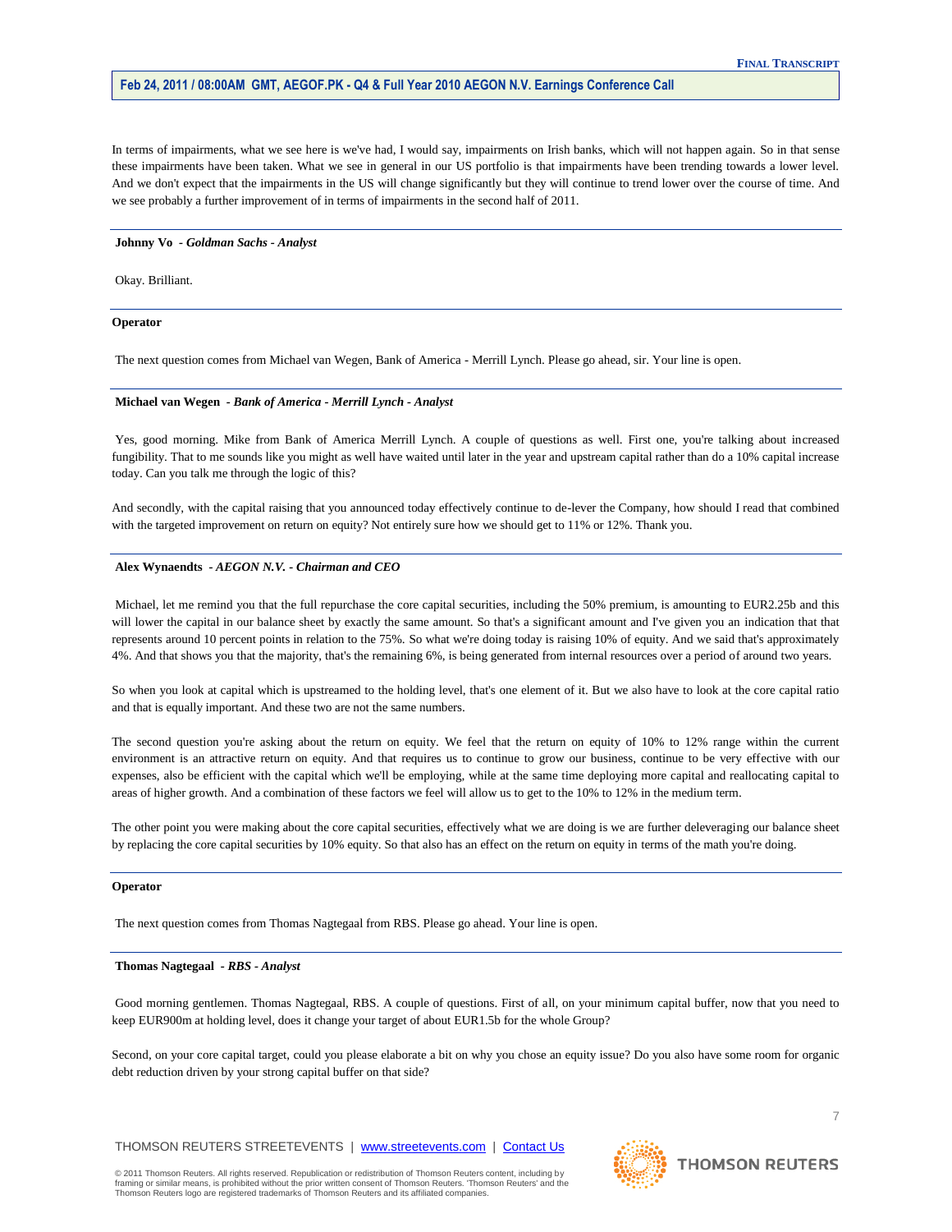In terms of impairments, what we see here is we've had, I would say, impairments on Irish banks, which will not happen again. So in that sense these impairments have been taken. What we see in general in our US portfolio is that impairments have been trending towards a lower level. And we don't expect that the impairments in the US will change significantly but they will continue to trend lower over the course of time. And we see probably a further improvement of in terms of impairments in the second half of 2011.

---

**Johnny Vo** - ***Goldman Sachs - Analyst***

Okay. Brilliant.

---

**Operator**

The next question comes from Michael van Wegen, Bank of America - Merrill Lynch. Please go ahead, sir. Your line is open.

---

**Michael van Wegen** - ***Bank of America - Merrill Lynch - Analyst***

Yes, good morning. Mike from Bank of America Merrill Lynch. A couple of questions as well. First one, you're talking about increased fungibility. That to me sounds like you might as well have waited until later in the year and upstream capital rather than do a 10% capital increase today. Can you talk me through the logic of this?

And secondly, with the capital raising that you announced today effectively continue to de-lever the Company, how should I read that combined with the targeted improvement on return on equity? Not entirely sure how we should get to 11% or 12%. Thank you.

---

**Alex Wynaendts** - ***AEGON N.V. - Chairman and CEO***

Michael, let me remind you that the full repurchase the core capital securities, including the 50% premium, is amounting to EUR2.25b and this will lower the capital in our balance sheet by exactly the same amount. So that's a significant amount and I've given you an indication that that represents around 10 percent points in relation to the 75%. So what we're doing today is raising 10% of equity. And we said that's approximately 4%. And that shows you that the majority, that's the remaining 6%, is being generated from internal resources over a period of around two years.

So when you look at capital which is upstreamed to the holding level, that's one element of it. But we also have to look at the core capital ratio and that is equally important. And these two are not the same numbers.

The second question you're asking about the return on equity. We feel that the return on equity of 10% to 12% range within the current environment is an attractive return on equity. And that requires us to continue to grow our business, continue to be very effective with our expenses, also be efficient with the capital which we'll be employing, while at the same time deploying more capital and reallocating capital to areas of higher growth. And a combination of these factors we feel will allow us to get to the 10% to 12% in the medium term.

The other point you were making about the core capital securities, effectively what we are doing is we are further deleveraging our balance sheet by replacing the core capital securities by 10% equity. So that also has an effect on the return on equity in terms of the math you're doing.

---

**Operator**

The next question comes from Thomas Nagtegaal from RBS. Please go ahead. Your line is open.

---

**Thomas Nagtegaal** - ***RBS - Analyst***

Good morning gentlemen. Thomas Nagtegaal, RBS. A couple of questions. First of all, on your minimum capital buffer, now that you need to keep EUR900m at holding level, does it change your target of about EUR1.5b for the whole Group?

Second, on your core capital target, could you please elaborate a bit on why you chose an equity issue? Do you also have some room for organic debt reduction driven by your strong capital buffer on that side?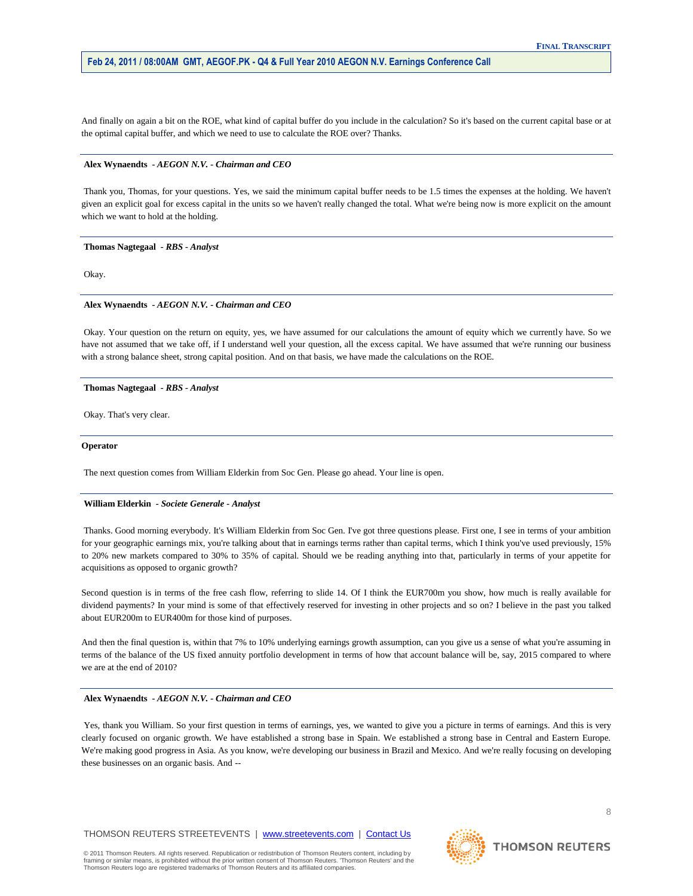And finally on again a bit on the ROE, what kind of capital buffer do you include in the calculation? So it's based on the current capital base or at the optimal capital buffer, and which we need to use to calculate the ROE over? Thanks.

---

**Alex Wynaendts** *- AEGON N.V. - Chairman and CEO*

Thank you, Thomas, for your questions. Yes, we said the minimum capital buffer needs to be 1.5 times the expenses at the holding. We haven't given an explicit goal for excess capital in the units so we haven't really changed the total. What we're being now is more explicit on the amount which we want to hold at the holding.

---

**Thomas Nagtegaal** *- RBS - Analyst*

Okay.

---

**Alex Wynaendts** *- AEGON N.V. - Chairman and CEO*

Okay. Your question on the return on equity, yes, we have assumed for our calculations the amount of equity which we currently have. So we have not assumed that we take off, if I understand well your question, all the excess capital. We have assumed that we're running our business with a strong balance sheet, strong capital position. And on that basis, we have made the calculations on the ROE.

---

**Thomas Nagtegaal** *- RBS - Analyst*

Okay. That's very clear.

---

**Operator**

The next question comes from William Elderkin from Soc Gen. Please go ahead. Your line is open.

---

**William Elderkin** *- Societe Generale - Analyst*

Thanks. Good morning everybody. It's William Elderkin from Soc Gen. I've got three questions please. First one, I see in terms of your ambition for your geographic earnings mix, you're talking about that in earnings terms rather than capital terms, which I think you've used previously, 15% to 20% new markets compared to 30% to 35% of capital. Should we be reading anything into that, particularly in terms of your appetite for acquisitions as opposed to organic growth?

Second question is in terms of the free cash flow, referring to slide 14. Of I think the EUR700m you show, how much is really available for dividend payments? In your mind is some of that effectively reserved for investing in other projects and so on? I believe in the past you talked about EUR200m to EUR400m for those kind of purposes.

And then the final question is, within that 7% to 10% underlying earnings growth assumption, can you give us a sense of what you're assuming in terms of the balance of the US fixed annuity portfolio development in terms of how that account balance will be, say, 2015 compared to where we are at the end of 2010?

---

**Alex Wynaendts** *- AEGON N.V. - Chairman and CEO*

Yes, thank you William. So your first question in terms of earnings, yes, we wanted to give you a picture in terms of earnings. And this is very clearly focused on organic growth. We have established a strong base in Spain. We established a strong base in Central and Eastern Europe. We're making good progress in Asia. As you know, we're developing our business in Brazil and Mexico. And we're really focusing on developing these businesses on an organic basis. And --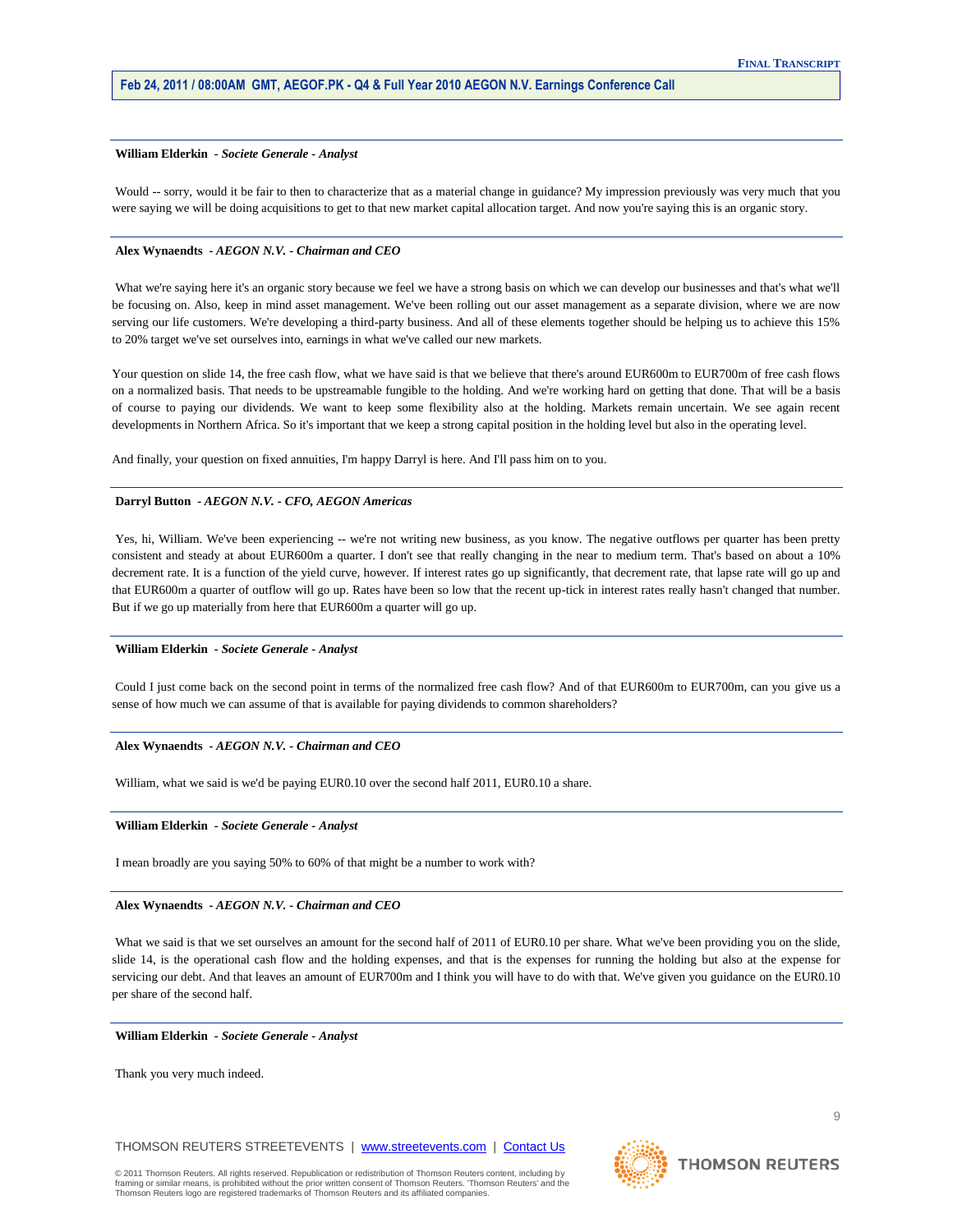**William Elderkin** *- Societe Generale - Analyst*

Would -- sorry, would it be fair to then to characterize that as a material change in guidance? My impression previously was very much that you were saying we will be doing acquisitions to get to that new market capital allocation target. And now you're saying this is an organic story.

**Alex Wynaendts** *- AEGON N.V. - Chairman and CEO*

What we're saying here it's an organic story because we feel we have a strong basis on which we can develop our businesses and that's what we'll be focusing on. Also, keep in mind asset management. We've been rolling out our asset management as a separate division, where we are now serving our life customers. We're developing a third-party business. And all of these elements together should be helping us to achieve this 15% to 20% target we've set ourselves into, earnings in what we've called our new markets.

Your question on slide 14, the free cash flow, what we have said is that we believe that there's around EUR600m to EUR700m of free cash flows on a normalized basis. That needs to be upstreamable fungible to the holding. And we're working hard on getting that done. That will be a basis of course to paying our dividends. We want to keep some flexibility also at the holding. Markets remain uncertain. We see again recent developments in Northern Africa. So it's important that we keep a strong capital position in the holding level but also in the operating level.

And finally, your question on fixed annuities, I'm happy Darryl is here. And I'll pass him on to you.

**Darryl Button** *- AEGON N.V. - CFO, AEGON Americas*

Yes, hi, William. We've been experiencing -- we're not writing new business, as you know. The negative outflows per quarter has been pretty consistent and steady at about EUR600m a quarter. I don't see that really changing in the near to medium term. That's based on about a 10% decrement rate. It is a function of the yield curve, however. If interest rates go up significantly, that decrement rate, that lapse rate will go up and that EUR600m a quarter of outflow will go up. Rates have been so low that the recent up-tick in interest rates really hasn't changed that number. But if we go up materially from here that EUR600m a quarter will go up.

**William Elderkin** *- Societe Generale - Analyst*

Could I just come back on the second point in terms of the normalized free cash flow? And of that EUR600m to EUR700m, can you give us a sense of how much we can assume of that is available for paying dividends to common shareholders?

**Alex Wynaendts** *- AEGON N.V. - Chairman and CEO*

William, what we said is we'd be paying EUR0.10 over the second half 2011, EUR0.10 a share.

**William Elderkin** *- Societe Generale - Analyst*

I mean broadly are you saying 50% to 60% of that might be a number to work with?

**Alex Wynaendts** *- AEGON N.V. - Chairman and CEO*

What we said is that we set ourselves an amount for the second half of 2011 of EUR0.10 per share. What we've been providing you on the slide, slide 14, is the operational cash flow and the holding expenses, and that is the expenses for running the holding but also at the expense for servicing our debt. And that leaves an amount of EUR700m and I think you will have to do with that. We've given you guidance on the EUR0.10 per share of the second half.

**William Elderkin** *- Societe Generale - Analyst*

Thank you very much indeed.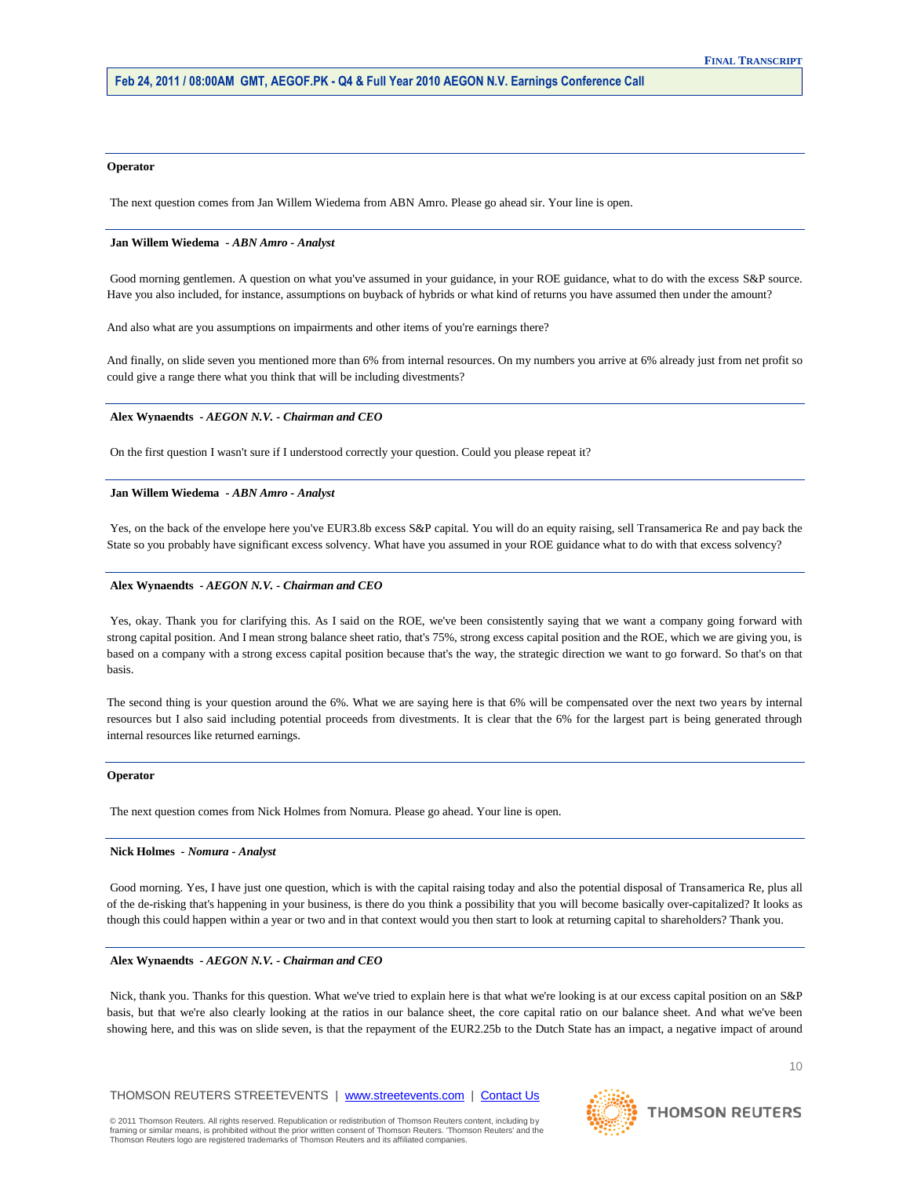**Operator**

The next question comes from Jan Willem Wiedema from ABN Amro. Please go ahead sir. Your line is open.

**Jan Willem Wiedema** *- ABN Amro - Analyst*

Good morning gentlemen. A question on what you've assumed in your guidance, in your ROE guidance, what to do with the excess S&P source. Have you also included, for instance, assumptions on buyback of hybrids or what kind of returns you have assumed then under the amount?

And also what are you assumptions on impairments and other items of you're earnings there?

And finally, on slide seven you mentioned more than 6% from internal resources. On my numbers you arrive at 6% already just from net profit so could give a range there what you think that will be including divestments?

**Alex Wynaendts** *- AEGON N.V. - Chairman and CEO*

On the first question I wasn't sure if I understood correctly your question. Could you please repeat it?

**Jan Willem Wiedema** *- ABN Amro - Analyst*

Yes, on the back of the envelope here you've EUR3.8b excess S&P capital. You will do an equity raising, sell Transamerica Re and pay back the State so you probably have significant excess solvency. What have you assumed in your ROE guidance what to do with that excess solvency?

**Alex Wynaendts** *- AEGON N.V. - Chairman and CEO*

Yes, okay. Thank you for clarifying this. As I said on the ROE, we've been consistently saying that we want a company going forward with strong capital position. And I mean strong balance sheet ratio, that's 75%, strong excess capital position and the ROE, which we are giving you, is based on a company with a strong excess capital position because that's the way, the strategic direction we want to go forward. So that's on that basis.

The second thing is your question around the 6%. What we are saying here is that 6% will be compensated over the next two years by internal resources but I also said including potential proceeds from divestments. It is clear that the 6% for the largest part is being generated through internal resources like returned earnings.

**Operator**

The next question comes from Nick Holmes from Nomura. Please go ahead. Your line is open.

**Nick Holmes** *- Nomura - Analyst*

Good morning. Yes, I have just one question, which is with the capital raising today and also the potential disposal of Transamerica Re, plus all of the de-risking that's happening in your business, is there do you think a possibility that you will become basically over-capitalized? It looks as though this could happen within a year or two and in that context would you then start to look at returning capital to shareholders? Thank you.

**Alex Wynaendts** *- AEGON N.V. - Chairman and CEO*

Nick, thank you. Thanks for this question. What we've tried to explain here is that what we're looking is at our excess capital position on an S&P basis, but that we're also clearly looking at the ratios in our balance sheet, the core capital ratio on our balance sheet. And what we've been showing here, and this was on slide seven, is that the repayment of the EUR2.25b to the Dutch State has an impact, a negative impact of around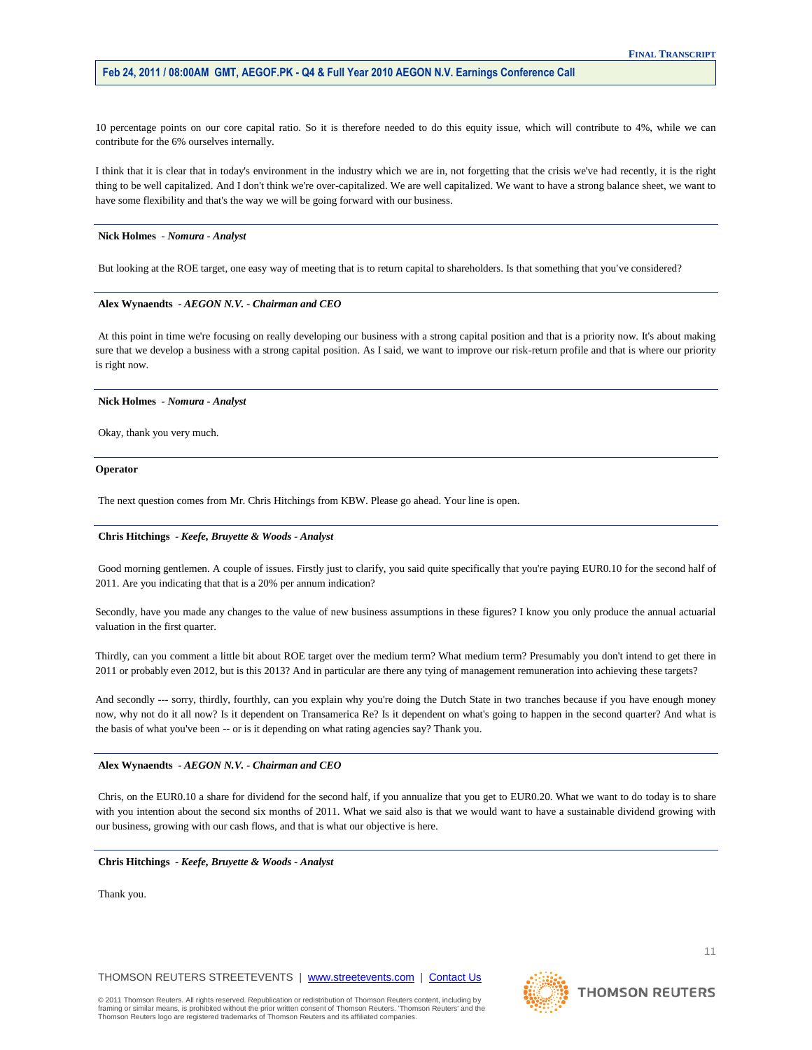10 percentage points on our core capital ratio. So it is therefore needed to do this equity issue, which will contribute to 4%, while we can contribute for the 6% ourselves internally.

I think that it is clear that in today's environment in the industry which we are in, not forgetting that the crisis we've had recently, it is the right thing to be well capitalized. And I don't think we're over-capitalized. We are well capitalized. We want to have a strong balance sheet, we want to have some flexibility and that's the way we will be going forward with our business.

---

**Nick Holmes** *- Nomura - Analyst*

But looking at the ROE target, one easy way of meeting that is to return capital to shareholders. Is that something that you've considered?

---

**Alex Wynaendts** *- AEGON N.V. - Chairman and CEO*

At this point in time we're focusing on really developing our business with a strong capital position and that is a priority now. It's about making sure that we develop a business with a strong capital position. As I said, we want to improve our risk-return profile and that is where our priority is right now.

---

**Nick Holmes** *- Nomura - Analyst*

Okay, thank you very much.

---

**Operator**

The next question comes from Mr. Chris Hitchings from KBW. Please go ahead. Your line is open.

---

**Chris Hitchings** *- Keefe, Bruyette & Woods - Analyst*

Good morning gentlemen. A couple of issues. Firstly just to clarify, you said quite specifically that you're paying EUR0.10 for the second half of 2011. Are you indicating that that is a 20% per annum indication?

Secondly, have you made any changes to the value of new business assumptions in these figures? I know you only produce the annual actuarial valuation in the first quarter.

Thirdly, can you comment a little bit about ROE target over the medium term? What medium term? Presumably you don't intend to get there in 2011 or probably even 2012, but is this 2013? And in particular are there any tying of management remuneration into achieving these targets?

And secondly --- sorry, thirdly, fourthly, can you explain why you're doing the Dutch State in two tranches because if you have enough money now, why not do it all now? Is it dependent on Transamerica Re? Is it dependent on what's going to happen in the second quarter? And what is the basis of what you've been -- or is it depending on what rating agencies say? Thank you.

---

**Alex Wynaendts** *- AEGON N.V. - Chairman and CEO*

Chris, on the EUR0.10 a share for dividend for the second half, if you annualize that you get to EUR0.20. What we want to do today is to share with you intention about the second six months of 2011. What we said also is that we would want to have a sustainable dividend growing with our business, growing with our cash flows, and that is what our objective is here.

---

**Chris Hitchings** *- Keefe, Bruyette & Woods - Analyst*

Thank you.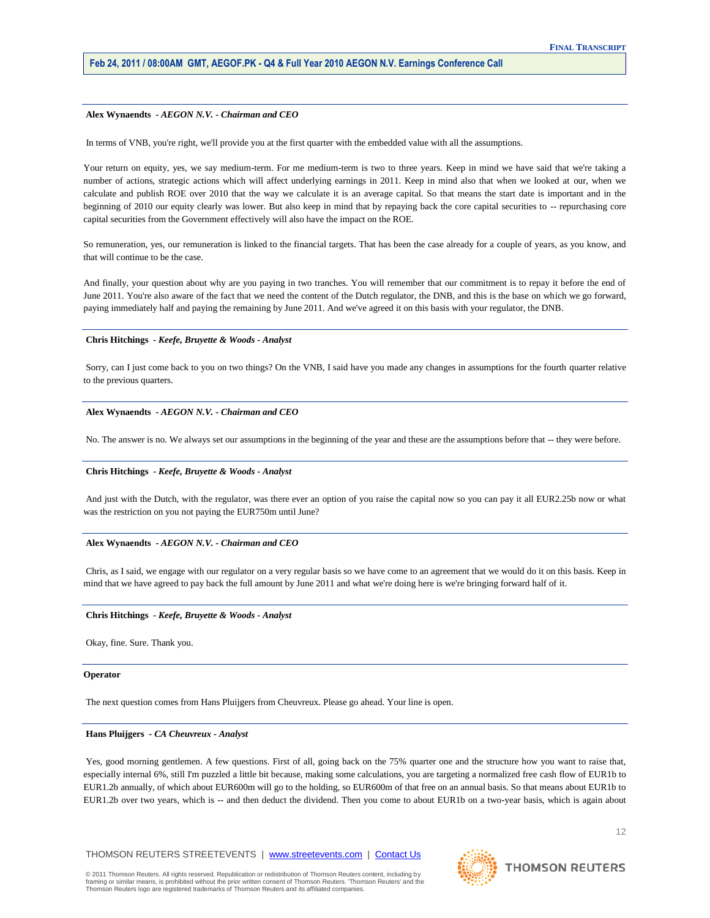**Alex Wynaendts** *- AEGON N.V. - Chairman and CEO*

In terms of VNB, you're right, we'll provide you at the first quarter with the embedded value with all the assumptions.

Your return on equity, yes, we say medium-term. For me medium-term is two to three years. Keep in mind we have said that we're taking a number of actions, strategic actions which will affect underlying earnings in 2011. Keep in mind also that when we looked at our, when we calculate and publish ROE over 2010 that the way we calculate it is an average capital. So that means the start date is important and in the beginning of 2010 our equity clearly was lower. But also keep in mind that by repaying back the core capital securities to -- repurchasing core capital securities from the Government effectively will also have the impact on the ROE.

So remuneration, yes, our remuneration is linked to the financial targets. That has been the case already for a couple of years, as you know, and that will continue to be the case.

And finally, your question about why are you paying in two tranches. You will remember that our commitment is to repay it before the end of June 2011. You're also aware of the fact that we need the content of the Dutch regulator, the DNB, and this is the base on which we go forward, paying immediately half and paying the remaining by June 2011. And we've agreed it on this basis with your regulator, the DNB.

**Chris Hitchings** *- Keefe, Bruyette & Woods - Analyst*

Sorry, can I just come back to you on two things? On the VNB, I said have you made any changes in assumptions for the fourth quarter relative to the previous quarters.

**Alex Wynaendts** *- AEGON N.V. - Chairman and CEO*

No. The answer is no. We always set our assumptions in the beginning of the year and these are the assumptions before that -- they were before.

**Chris Hitchings** *- Keefe, Bruyette & Woods - Analyst*

And just with the Dutch, with the regulator, was there ever an option of you raise the capital now so you can pay it all EUR2.25b now or what was the restriction on you not paying the EUR750m until June?

**Alex Wynaendts** *- AEGON N.V. - Chairman and CEO*

Chris, as I said, we engage with our regulator on a very regular basis so we have come to an agreement that we would do it on this basis. Keep in mind that we have agreed to pay back the full amount by June 2011 and what we're doing here is we're bringing forward half of it.

**Chris Hitchings** *- Keefe, Bruyette & Woods - Analyst*

Okay, fine. Sure. Thank you.

**Operator**

The next question comes from Hans Pluijgers from Cheuvreux. Please go ahead. Your line is open.

**Hans Pluijgers** *- CA Cheuvreux - Analyst*

Yes, good morning gentlemen. A few questions. First of all, going back on the 75% quarter one and the structure how you want to raise that, especially internal 6%, still I'm puzzled a little bit because, making some calculations, you are targeting a normalized free cash flow of EUR1b to EUR1.2b annually, of which about EUR600m will go to the holding, so EUR600m of that free on an annual basis. So that means about EUR1b to EUR1.2b over two years, which is -- and then deduct the dividend. Then you come to about EUR1b on a two-year basis, which is again about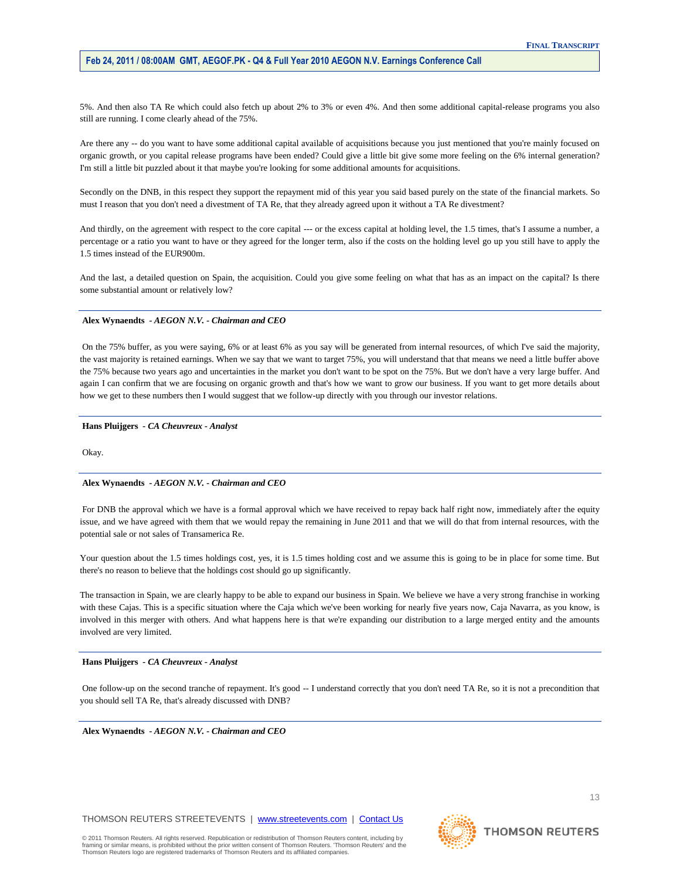5%. And then also TA Re which could also fetch up about 2% to 3% or even 4%. And then some additional capital-release programs you also still are running. I come clearly ahead of the 75%.

Are there any -- do you want to have some additional capital available of acquisitions because you just mentioned that you're mainly focused on organic growth, or you capital release programs have been ended? Could give a little bit give some more feeling on the 6% internal generation? I'm still a little bit puzzled about it that maybe you're looking for some additional amounts for acquisitions.

Secondly on the DNB, in this respect they support the repayment mid of this year you said based purely on the state of the financial markets. So must I reason that you don't need a divestment of TA Re, that they already agreed upon it without a TA Re divestment?

And thirdly, on the agreement with respect to the core capital --- or the excess capital at holding level, the 1.5 times, that's I assume a number, a percentage or a ratio you want to have or they agreed for the longer term, also if the costs on the holding level go up you still have to apply the 1.5 times instead of the EUR900m.

And the last, a detailed question on Spain, the acquisition. Could you give some feeling on what that has as an impact on the capital? Is there some substantial amount or relatively low?

---

**Alex Wynaendts** *- AEGON N.V. - Chairman and CEO*

On the 75% buffer, as you were saying, 6% or at least 6% as you say will be generated from internal resources, of which I've said the majority, the vast majority is retained earnings. When we say that we want to target 75%, you will understand that that means we need a little buffer above the 75% because two years ago and uncertainties in the market you don't want to be spot on the 75%. But we don't have a very large buffer. And again I can confirm that we are focusing on organic growth and that's how we want to grow our business. If you want to get more details about how we get to these numbers then I would suggest that we follow-up directly with you through our investor relations.

---

**Hans Pluijgers** *- CA Cheuvreux - Analyst*

Okay.

---

**Alex Wynaendts** *- AEGON N.V. - Chairman and CEO*

For DNB the approval which we have is a formal approval which we have received to repay back half right now, immediately after the equity issue, and we have agreed with them that we would repay the remaining in June 2011 and that we will do that from internal resources, with the potential sale or not sales of Transamerica Re.

Your question about the 1.5 times holdings cost, yes, it is 1.5 times holding cost and we assume this is going to be in place for some time. But there's no reason to believe that the holdings cost should go up significantly.

The transaction in Spain, we are clearly happy to be able to expand our business in Spain. We believe we have a very strong franchise in working with these Cajas. This is a specific situation where the Caja which we've been working for nearly five years now, Caja Navarra, as you know, is involved in this merger with others. And what happens here is that we're expanding our distribution to a large merged entity and the amounts involved are very limited.

---

**Hans Pluijgers** *- CA Cheuvreux - Analyst*

One follow-up on the second tranche of repayment. It's good -- I understand correctly that you don't need TA Re, so it is not a precondition that you should sell TA Re, that's already discussed with DNB?

---

**Alex Wynaendts** *- AEGON N.V. - Chairman and CEO*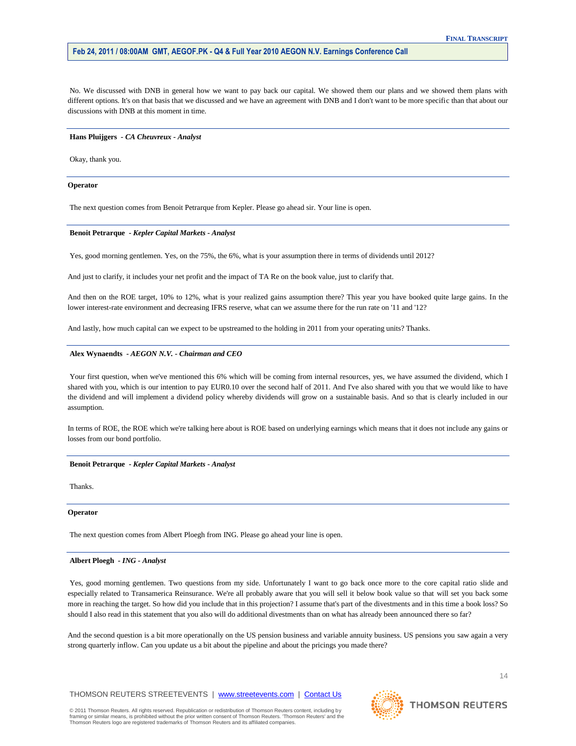No. We discussed with DNB in general how we want to pay back our capital. We showed them our plans and we showed them plans with different options. It's on that basis that we discussed and we have an agreement with DNB and I don't want to be more specific than that about our discussions with DNB at this moment in time.

---

**Hans Pluijgers** *- CA Cheuvreux - Analyst*

Okay, thank you.

---

**Operator**

The next question comes from Benoit Petrarque from Kepler. Please go ahead sir. Your line is open.

---

**Benoit Petrarque** *- Kepler Capital Markets - Analyst*

Yes, good morning gentlemen. Yes, on the 75%, the 6%, what is your assumption there in terms of dividends until 2012?

And just to clarify, it includes your net profit and the impact of TA Re on the book value, just to clarify that.

And then on the ROE target, 10% to 12%, what is your realized gains assumption there? This year you have booked quite large gains. In the lower interest-rate environment and decreasing IFRS reserve, what can we assume there for the run rate on '11 and '12?

And lastly, how much capital can we expect to be upstreamed to the holding in 2011 from your operating units? Thanks.

---

**Alex Wynaendts** *- AEGON N.V. - Chairman and CEO*

Your first question, when we've mentioned this 6% which will be coming from internal resources, yes, we have assumed the dividend, which I shared with you, which is our intention to pay EUR0.10 over the second half of 2011. And I've also shared with you that we would like to have the dividend and will implement a dividend policy whereby dividends will grow on a sustainable basis. And so that is clearly included in our assumption.

In terms of ROE, the ROE which we're talking here about is ROE based on underlying earnings which means that it does not include any gains or losses from our bond portfolio.

---

**Benoit Petrarque** *- Kepler Capital Markets - Analyst*

Thanks.

---

**Operator**

The next question comes from Albert Ploegh from ING. Please go ahead your line is open.

---

**Albert Ploegh** *- ING - Analyst*

Yes, good morning gentlemen. Two questions from my side. Unfortunately I want to go back once more to the core capital ratio slide and especially related to Transamerica Reinsurance. We're all probably aware that you will sell it below book value so that will set you back some more in reaching the target. So how did you include that in this projection? I assume that's part of the divestments and in this time a book loss? So should I also read in this statement that you also will do additional divestments than on what has already been announced there so far?

And the second question is a bit more operationally on the US pension business and variable annuity business. US pensions you saw again a very strong quarterly inflow. Can you update us a bit about the pipeline and about the pricings you made there?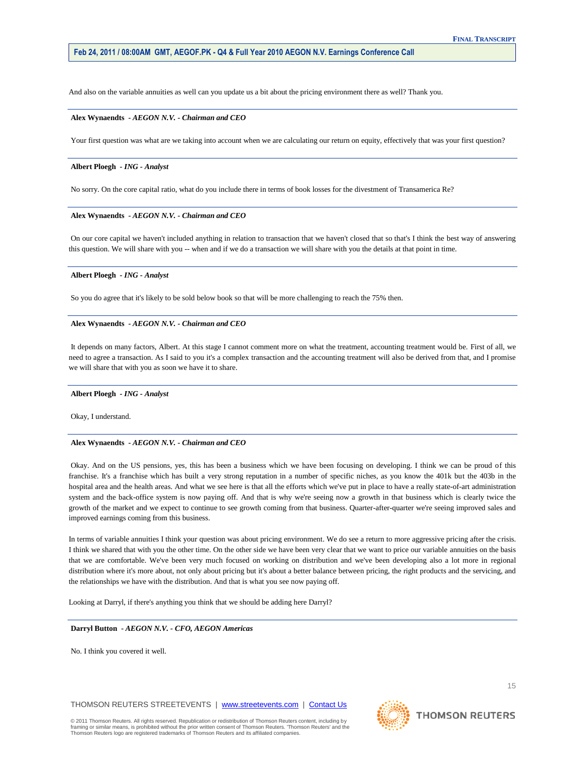And also on the variable annuities as well can you update us a bit about the pricing environment there as well? Thank you.

---

**Alex Wynaendts** *- AEGON N.V. - Chairman and CEO*

Your first question was what are we taking into account when we are calculating our return on equity, effectively that was your first question?

---

**Albert Ploegh** *- ING - Analyst*

No sorry. On the core capital ratio, what do you include there in terms of book losses for the divestment of Transamerica Re?

---

**Alex Wynaendts** *- AEGON N.V. - Chairman and CEO*

On our core capital we haven't included anything in relation to transaction that we haven't closed that so that's I think the best way of answering this question. We will share with you -- when and if we do a transaction we will share with you the details at that point in time.

---

**Albert Ploegh** *- ING - Analyst*

So you do agree that it's likely to be sold below book so that will be more challenging to reach the 75% then.

---

**Alex Wynaendts** *- AEGON N.V. - Chairman and CEO*

It depends on many factors, Albert. At this stage I cannot comment more on what the treatment, accounting treatment would be. First of all, we need to agree a transaction. As I said to you it's a complex transaction and the accounting treatment will also be derived from that, and I promise we will share that with you as soon we have it to share.

---

**Albert Ploegh** *- ING - Analyst*

Okay, I understand.

---

**Alex Wynaendts** *- AEGON N.V. - Chairman and CEO*

Okay. And on the US pensions, yes, this has been a business which we have been focusing on developing. I think we can be proud of this franchise. It's a franchise which has built a very strong reputation in a number of specific niches, as you know the 401k but the 403b in the hospital area and the health areas. And what we see here is that all the efforts which we've put in place to have a really state-of-art administration system and the back-office system is now paying off. And that is why we're seeing now a growth in that business which is clearly twice the growth of the market and we expect to continue to see growth coming from that business. Quarter-after-quarter we're seeing improved sales and improved earnings coming from this business.

In terms of variable annuities I think your question was about pricing environment. We do see a return to more aggressive pricing after the crisis. I think we shared that with you the other time. On the other side we have been very clear that we want to price our variable annuities on the basis that we are comfortable. We've been very much focused on working on distribution and we've been developing also a lot more in regional distribution where it's more about, not only about pricing but it's about a better balance between pricing, the right products and the servicing, and the relationships we have with the distribution. And that is what you see now paying off.

Looking at Darryl, if there's anything you think that we should be adding here Darryl?

---

**Darryl Button** *- AEGON N.V. - CFO, AEGON Americas*

No. I think you covered it well.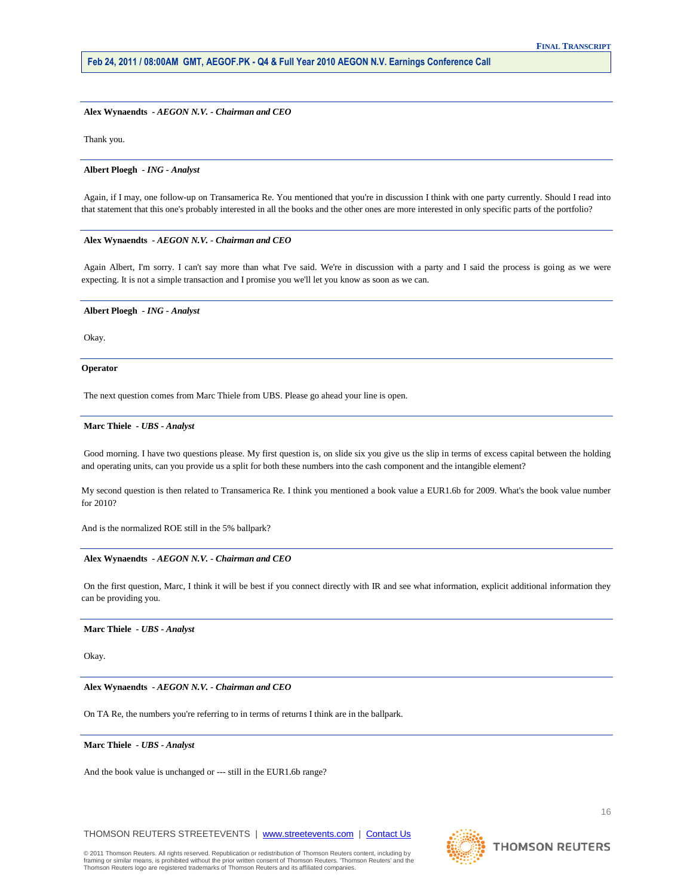**Alex Wynaendts** *- AEGON N.V. - Chairman and CEO*

Thank you.

---

**Albert Ploegh** *- ING - Analyst*

Again, if I may, one follow-up on Transamerica Re. You mentioned that you're in discussion I think with one party currently. Should I read into that statement that this one's probably interested in all the books and the other ones are more interested in only specific parts of the portfolio?

---

**Alex Wynaendts** *- AEGON N.V. - Chairman and CEO*

Again Albert, I'm sorry. I can't say more than what I've said. We're in discussion with a party and I said the process is going as we were expecting. It is not a simple transaction and I promise you we'll let you know as soon as we can.

---

**Albert Ploegh** *- ING - Analyst*

Okay.

---

**Operator**

The next question comes from Marc Thiele from UBS. Please go ahead your line is open.

---

**Marc Thiele** *- UBS - Analyst*

Good morning. I have two questions please. My first question is, on slide six you give us the slip in terms of excess capital between the holding and operating units, can you provide us a split for both these numbers into the cash component and the intangible element?

My second question is then related to Transamerica Re. I think you mentioned a book value a EUR1.6b for 2009. What's the book value number for 2010?

And is the normalized ROE still in the 5% ballpark?

---

**Alex Wynaendts** *- AEGON N.V. - Chairman and CEO*

On the first question, Marc, I think it will be best if you connect directly with IR and see what information, explicit additional information they can be providing you.

---

**Marc Thiele** *- UBS - Analyst*

Okay.

---

**Alex Wynaendts** *- AEGON N.V. - Chairman and CEO*

On TA Re, the numbers you're referring to in terms of returns I think are in the ballpark.

---

**Marc Thiele** *- UBS - Analyst*

And the book value is unchanged or --- still in the EUR1.6b range?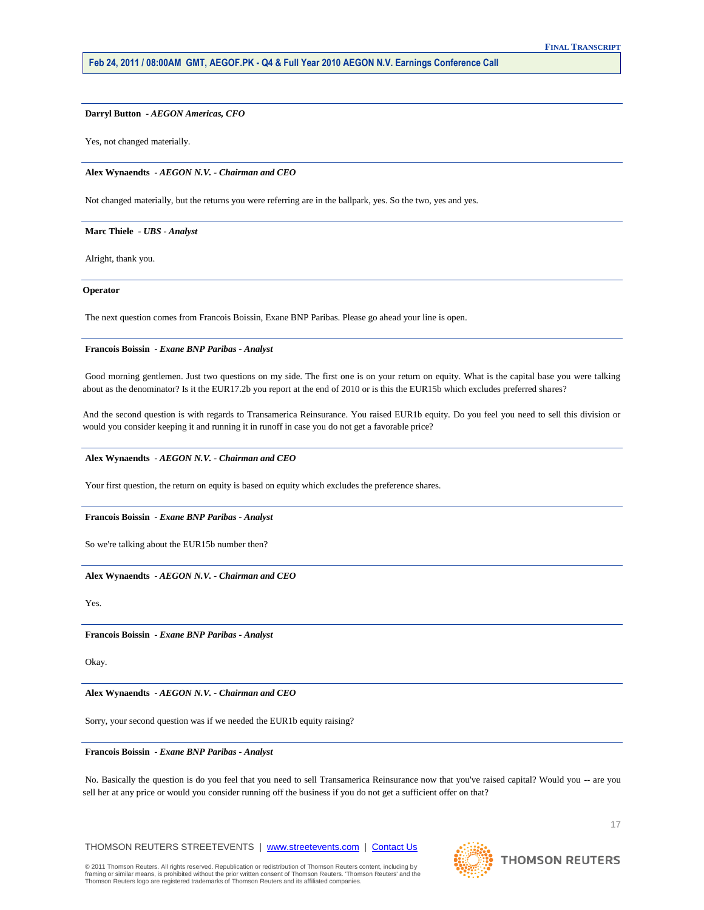**Darryl Button** *- AEGON Americas, CFO*

Yes, not changed materially.

---

**Alex Wynaendts** *- AEGON N.V. - Chairman and CEO*

Not changed materially, but the returns you were referring are in the ballpark, yes. So the two, yes and yes.

---

**Marc Thiele** *- UBS - Analyst*

Alright, thank you.

---

**Operator**

The next question comes from Francois Boissin, Exane BNP Paribas. Please go ahead your line is open.

---

**Francois Boissin** *- Exane BNP Paribas - Analyst*

Good morning gentlemen. Just two questions on my side. The first one is on your return on equity. What is the capital base you were talking about as the denominator? Is it the EUR17.2b you report at the end of 2010 or is this the EUR15b which excludes preferred shares?

And the second question is with regards to Transamerica Reinsurance. You raised EUR1b equity. Do you feel you need to sell this division or would you consider keeping it and running it in runoff in case you do not get a favorable price?

---

**Alex Wynaendts** *- AEGON N.V. - Chairman and CEO*

Your first question, the return on equity is based on equity which excludes the preference shares.

---

**Francois Boissin** *- Exane BNP Paribas - Analyst*

So we're talking about the EUR15b number then?

---

**Alex Wynaendts** *- AEGON N.V. - Chairman and CEO*

Yes.

---

**Francois Boissin** *- Exane BNP Paribas - Analyst*

Okay.

---

**Alex Wynaendts** *- AEGON N.V. - Chairman and CEO*

Sorry, your second question was if we needed the EUR1b equity raising?

---

**Francois Boissin** *- Exane BNP Paribas - Analyst*

No. Basically the question is do you feel that you need to sell Transamerica Reinsurance now that you've raised capital? Would you -- are you sell her at any price or would you consider running off the business if you do not get a sufficient offer on that?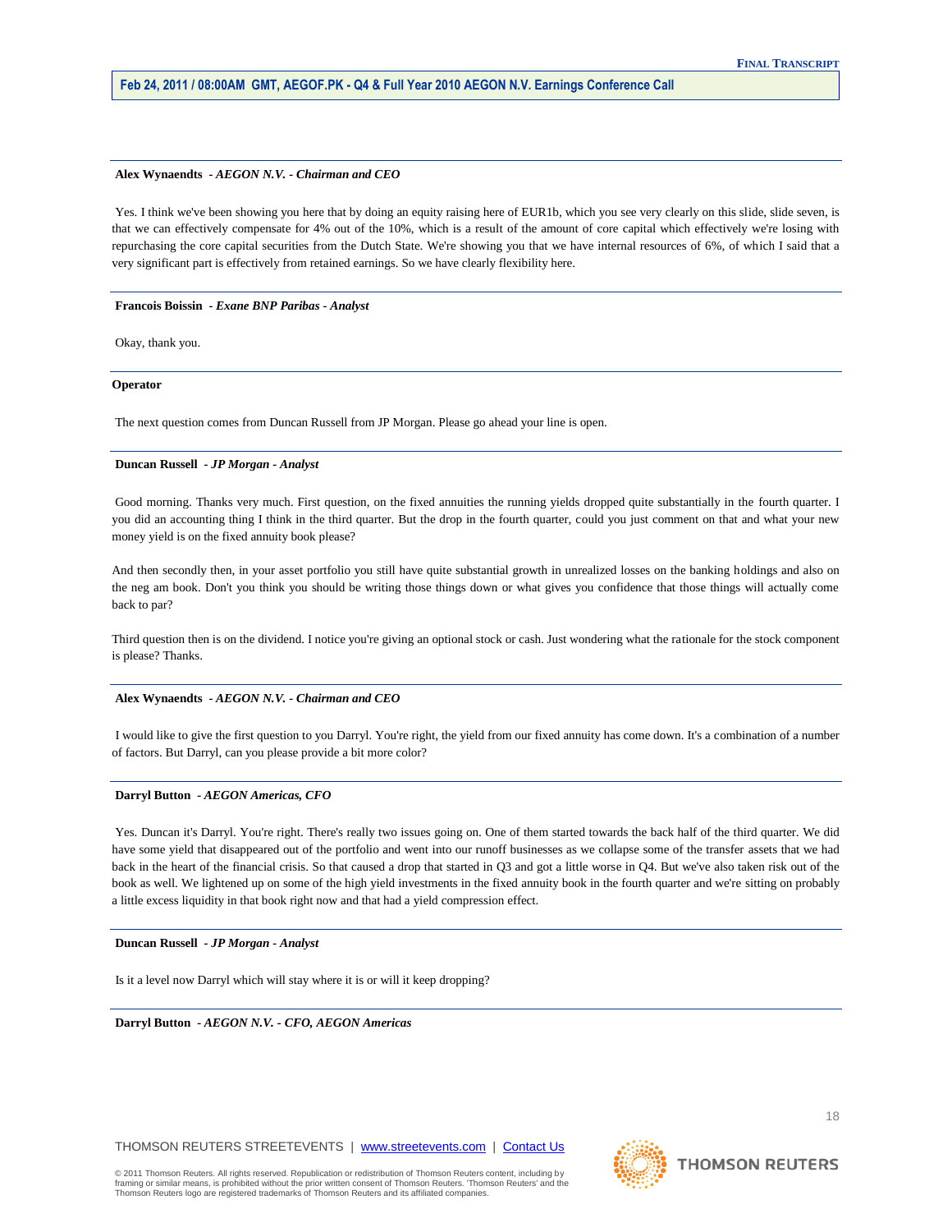**Alex Wynaendts** *- AEGON N.V. - Chairman and CEO*

Yes. I think we've been showing you here that by doing an equity raising here of EUR1b, which you see very clearly on this slide, slide seven, is that we can effectively compensate for 4% out of the 10%, which is a result of the amount of core capital which effectively we're losing with repurchasing the core capital securities from the Dutch State. We're showing you that we have internal resources of 6%, of which I said that a very significant part is effectively from retained earnings. So we have clearly flexibility here.

---

**Francois Boissin** *- Exane BNP Paribas - Analyst*

Okay, thank you.

---

**Operator**

The next question comes from Duncan Russell from JP Morgan. Please go ahead your line is open.

---

**Duncan Russell** *- JP Morgan - Analyst*

Good morning. Thanks very much. First question, on the fixed annuities the running yields dropped quite substantially in the fourth quarter. I you did an accounting thing I think in the third quarter. But the drop in the fourth quarter, could you just comment on that and what your new money yield is on the fixed annuity book please?

And then secondly then, in your asset portfolio you still have quite substantial growth in unrealized losses on the banking holdings and also on the neg am book. Don't you think you should be writing those things down or what gives you confidence that those things will actually come back to par?

Third question then is on the dividend. I notice you're giving an optional stock or cash. Just wondering what the rationale for the stock component is please? Thanks.

---

**Alex Wynaendts** *- AEGON N.V. - Chairman and CEO*

I would like to give the first question to you Darryl. You're right, the yield from our fixed annuity has come down. It's a combination of a number of factors. But Darryl, can you please provide a bit more color?

---

**Darryl Button** *- AEGON Americas, CFO*

Yes. Duncan it's Darryl. You're right. There's really two issues going on. One of them started towards the back half of the third quarter. We did have some yield that disappeared out of the portfolio and went into our runoff businesses as we collapse some of the transfer assets that we had back in the heart of the financial crisis. So that caused a drop that started in Q3 and got a little worse in Q4. But we've also taken risk out of the book as well. We lightened up on some of the high yield investments in the fixed annuity book in the fourth quarter and we're sitting on probably a little excess liquidity in that book right now and that had a yield compression effect.

---

**Duncan Russell** *- JP Morgan - Analyst*

Is it a level now Darryl which will stay where it is or will it keep dropping?

---

**Darryl Button** *- AEGON N.V. - CFO, AEGON Americas*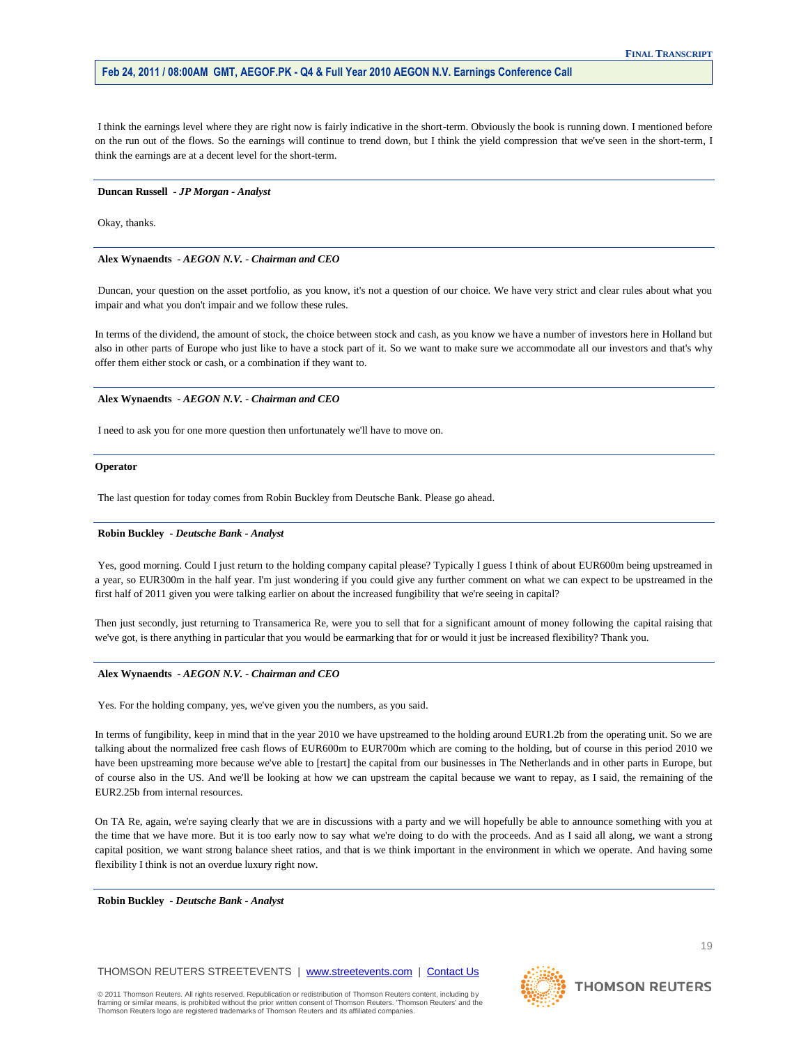I think the earnings level where they are right now is fairly indicative in the short-term. Obviously the book is running down. I mentioned before on the run out of the flows. So the earnings will continue to trend down, but I think the yield compression that we've seen in the short-term, I think the earnings are at a decent level for the short-term.

---

**Duncan Russell** *- JP Morgan - Analyst*

Okay, thanks.

---

**Alex Wynaendts** *- AEGON N.V. - Chairman and CEO*

Duncan, your question on the asset portfolio, as you know, it's not a question of our choice. We have very strict and clear rules about what you impair and what you don't impair and we follow these rules.

In terms of the dividend, the amount of stock, the choice between stock and cash, as you know we have a number of investors here in Holland but also in other parts of Europe who just like to have a stock part of it. So we want to make sure we accommodate all our investors and that's why offer them either stock or cash, or a combination if they want to.

---

**Alex Wynaendts** *- AEGON N.V. - Chairman and CEO*

I need to ask you for one more question then unfortunately we'll have to move on.

---

**Operator**

The last question for today comes from Robin Buckley from Deutsche Bank. Please go ahead.

---

**Robin Buckley** *- Deutsche Bank - Analyst*

Yes, good morning. Could I just return to the holding company capital please? Typically I guess I think of about EUR600m being upstreamed in a year, so EUR300m in the half year. I'm just wondering if you could give any further comment on what we can expect to be upstreamed in the first half of 2011 given you were talking earlier on about the increased fungibility that we're seeing in capital?

Then just secondly, just returning to Transamerica Re, were you to sell that for a significant amount of money following the capital raising that we've got, is there anything in particular that you would be earmarking that for or would it just be increased flexibility? Thank you.

---

**Alex Wynaendts** *- AEGON N.V. - Chairman and CEO*

Yes. For the holding company, yes, we've given you the numbers, as you said.

In terms of fungibility, keep in mind that in the year 2010 we have upstreamed to the holding around EUR1.2b from the operating unit. So we are talking about the normalized free cash flows of EUR600m to EUR700m which are coming to the holding, but of course in this period 2010 we have been upstreaming more because we've able to [restart] the capital from our businesses in The Netherlands and in other parts in Europe, but of course also in the US. And we'll be looking at how we can upstream the capital because we want to repay, as I said, the remaining of the EUR2.25b from internal resources.

On TA Re, again, we're saying clearly that we are in discussions with a party and we will hopefully be able to announce something with you at the time that we have more. But it is too early now to say what we're doing to do with the proceeds. And as I said all along, we want a strong capital position, we want strong balance sheet ratios, and that is we think important in the environment in which we operate. And having some flexibility I think is not an overdue luxury right now.

---

**Robin Buckley** *- Deutsche Bank - Analyst*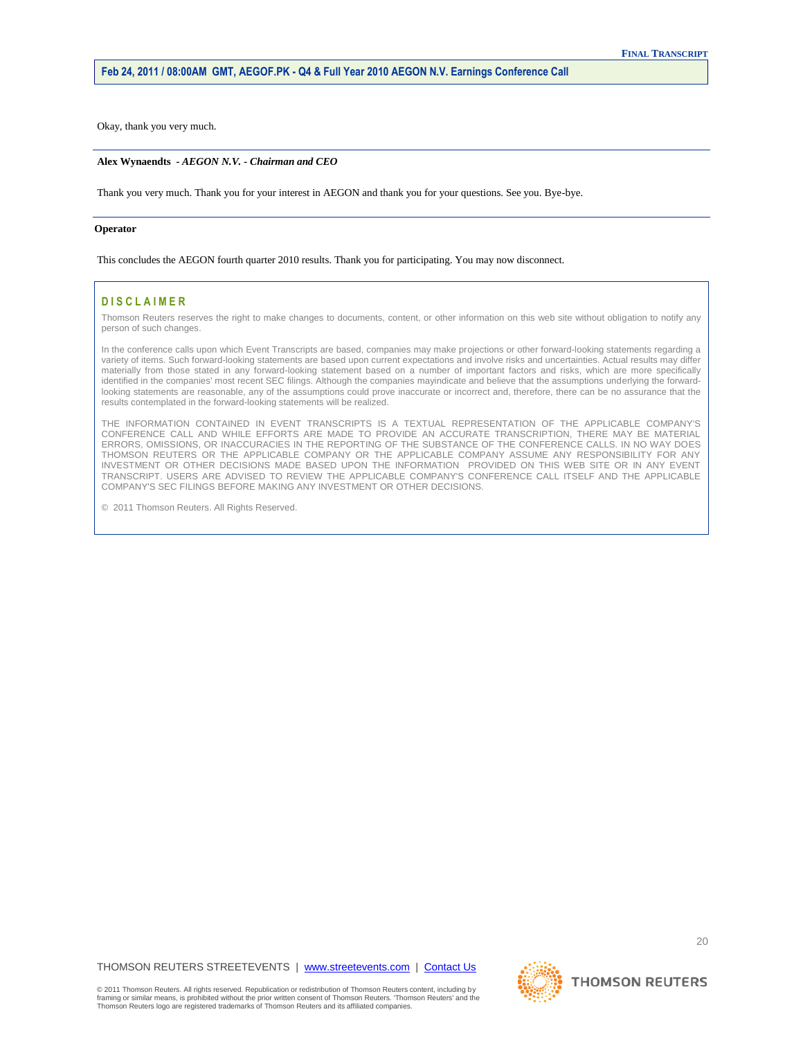Okay, thank you very much.

---

**Alex Wynaendts** - ***AEGON N.V. - Chairman and CEO***

Thank you very much. Thank you for your interest in AEGON and thank you for your questions. See you. Bye-bye.

---

**Operator**

This concludes the AEGON fourth quarter 2010 results. Thank you for participating. You may now disconnect.

## DISCLAIMER

Thomson Reuters reserves the right to make changes to documents, content, or other information on this web site without obligation to notify any person of such changes.

In the conference calls upon which Event Transcripts are based, companies may make projections or other forward-looking statements regarding a variety of items. Such forward-looking statements are based upon current expectations and involve risks and uncertainties. Actual results may differ materially from those stated in any forward-looking statement based on a number of important factors and risks, which are more specifically identified in the companies' most recent SEC filings. Although the companies mayindicate and believe that the assumptions underlying the forward-looking statements are reasonable, any of the assumptions could prove inaccurate or incorrect and, therefore, there can be no assurance that the results contemplated in the forward-looking statements will be realized.

THE INFORMATION CONTAINED IN EVENT TRANSCRIPTS IS A TEXTUAL REPRESENTATION OF THE APPLICABLE COMPANY'S CONFERENCE CALL AND WHILE EFFORTS ARE MADE TO PROVIDE AN ACCURATE TRANSCRIPTION, THERE MAY BE MATERIAL ERRORS, OMISSIONS, OR INACCURACIES IN THE REPORTING OF THE SUBSTANCE OF THE CONFERENCE CALLS. IN NO WAY DOES THOMSON REUTERS OR THE APPLICABLE COMPANY OR THE APPLICABLE COMPANY ASSUME ANY RESPONSIBILITY FOR ANY INVESTMENT OR OTHER DECISIONS MADE BASED UPON THE INFORMATION PROVIDED ON THIS WEB SITE OR IN ANY EVENT TRANSCRIPT. USERS ARE ADVISED TO REVIEW THE APPLICABLE COMPANY'S CONFERENCE CALL ITSELF AND THE APPLICABLE COMPANY'S SEC FILINGS BEFORE MAKING ANY INVESTMENT OR OTHER DECISIONS.

© 2011 Thomson Reuters. All Rights Reserved.